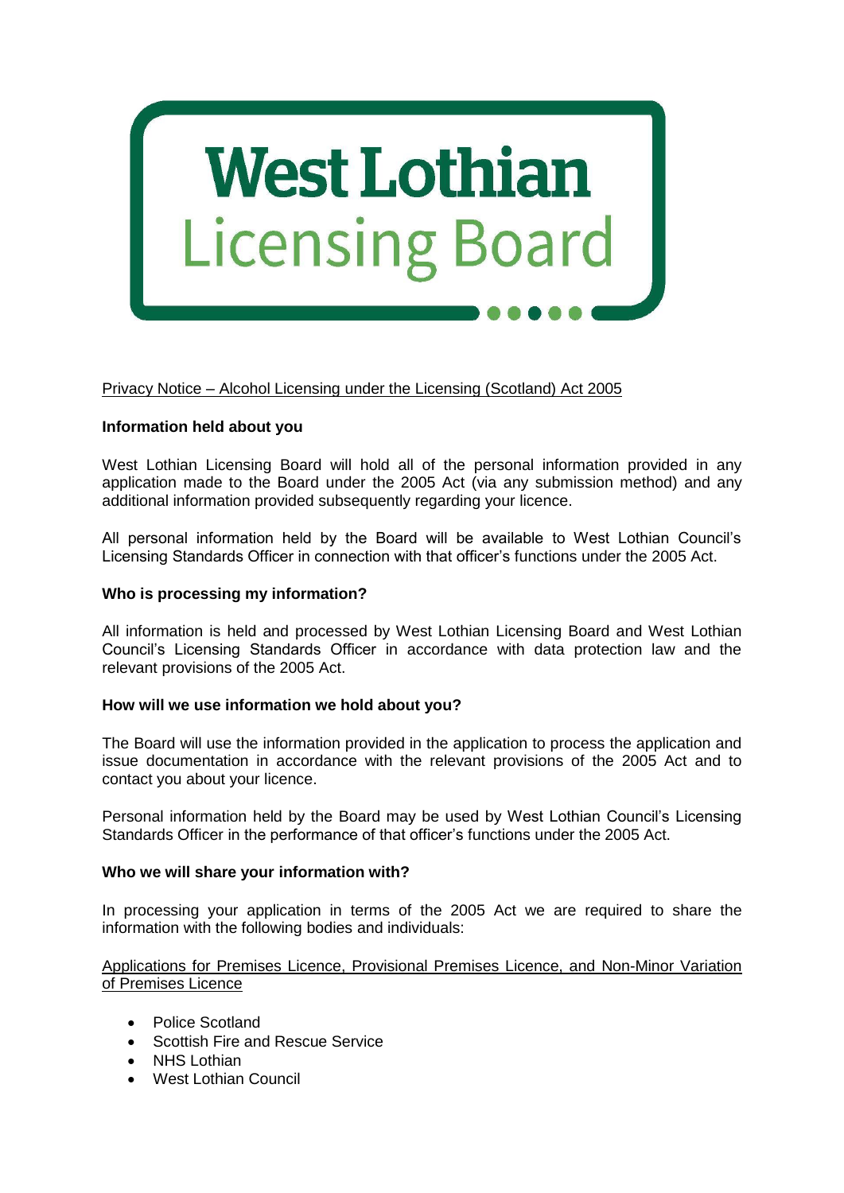# West Lothian Licensing Board

Privacy Notice – Alcohol Licensing under the Licensing (Scotland) Act 2005

**Information held about you**

West Lothian Licensing Board will hold all of the personal information provided in any application made to the Board under the 2005 Act (via any submission method) and any additional information provided subsequently regarding your licence.

All personal information held by the Board will be available to West Lothian Council's Licensing Standards Officer in connection with that officer's functions under the 2005 Act.

**Who is processing my information?**

All information is held and processed by West Lothian Licensing Board and West Lothian Council's Licensing Standards Officer in accordance with data protection law and the relevant provisions of the 2005 Act.

**How will we use information we hold about you?**

The Board will use the information provided in the application to process the application and issue documentation in accordance with the relevant provisions of the 2005 Act and to contact you about your licence.

Personal information held by the Board may be used by West Lothian Council's Licensing Standards Officer in the performance of that officer's functions under the 2005 Act.

**Who we will share your information with?**

In processing your application in terms of the 2005 Act we are required to share the information with the following bodies and individuals:

Applications for Premises Licence, Provisional Premises Licence, and Non-Minor Variation of Premises Licence

- Police Scotland
- Scottish Fire and Rescue Service
- NHS Lothian
- West Lothian Council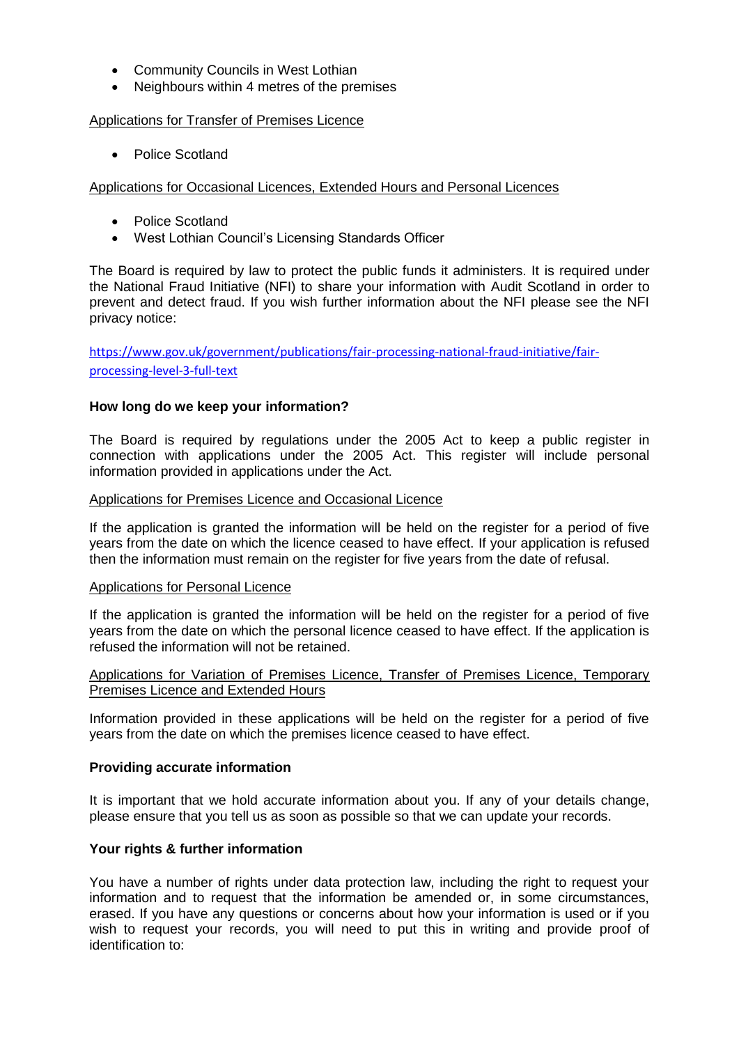- Community Councils in West Lothian
- Neighbours within 4 metres of the premises

Applications for Transfer of Premises Licence

- Police Scotland

Applications for Occasional Licences, Extended Hours and Personal Licences

- Police Scotland
- West Lothian Council's Licensing Standards Officer

The Board is required by law to protect the public funds it administers. It is required under the National Fraud Initiative (NFI) to share your information with Audit Scotland in order to prevent and detect fraud. If you wish further information about the NFI please see the NFI privacy notice:

https://www.gov.uk/government/publications/fair-processing-national-fraud-initiative/fair-processing-level-3-full-text

**How long do we keep your information?**

The Board is required by regulations under the 2005 Act to keep a public register in connection with applications under the 2005 Act. This register will include personal information provided in applications under the Act.

Applications for Premises Licence and Occasional Licence

If the application is granted the information will be held on the register for a period of five years from the date on which the licence ceased to have effect. If your application is refused then the information must remain on the register for five years from the date of refusal.

Applications for Personal Licence

If the application is granted the information will be held on the register for a period of five years from the date on which the personal licence ceased to have effect. If the application is refused the information will not be retained.

Applications for Variation of Premises Licence, Transfer of Premises Licence, Temporary Premises Licence and Extended Hours

Information provided in these applications will be held on the register for a period of five years from the date on which the premises licence ceased to have effect.

**Providing accurate information**

It is important that we hold accurate information about you. If any of your details change, please ensure that you tell us as soon as possible so that we can update your records.

**Your rights & further information**

You have a number of rights under data protection law, including the right to request your information and to request that the information be amended or, in some circumstances, erased. If you have any questions or concerns about how your information is used or if you wish to request your records, you will need to put this in writing and provide proof of identification to: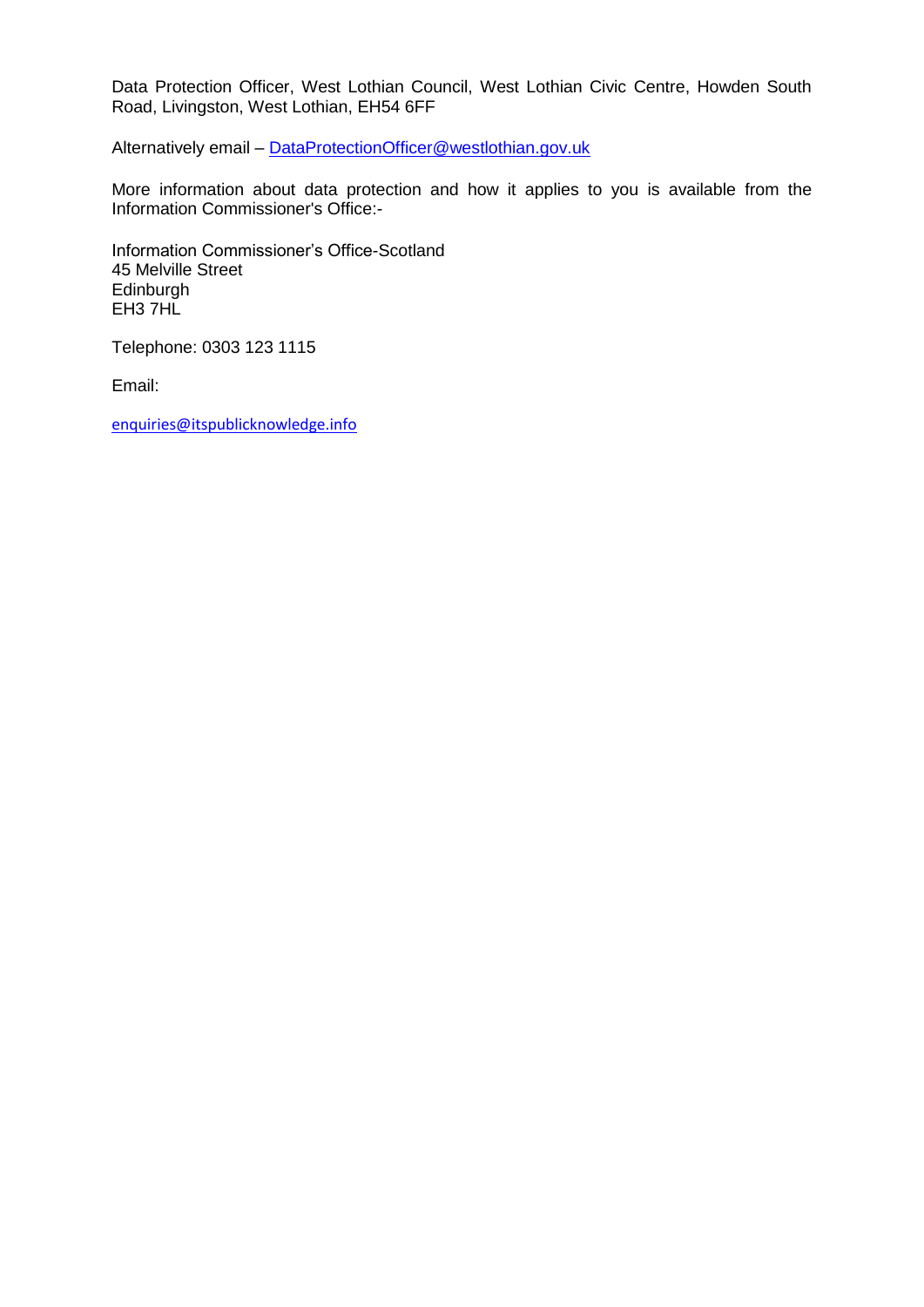Data Protection Officer, West Lothian Council, West Lothian Civic Centre, Howden South Road, Livingston, West Lothian, EH54 6FF

Alternatively email – DataProtectionOfficer@westlothian.gov.uk

More information about data protection and how it applies to you is available from the Information Commissioner's Office:-

Information Commissioner's Office-Scotland
45 Melville Street
Edinburgh
EH3 7HL

Telephone: 0303 123 1115

Email:

enquiries@itspublicknowledge.info